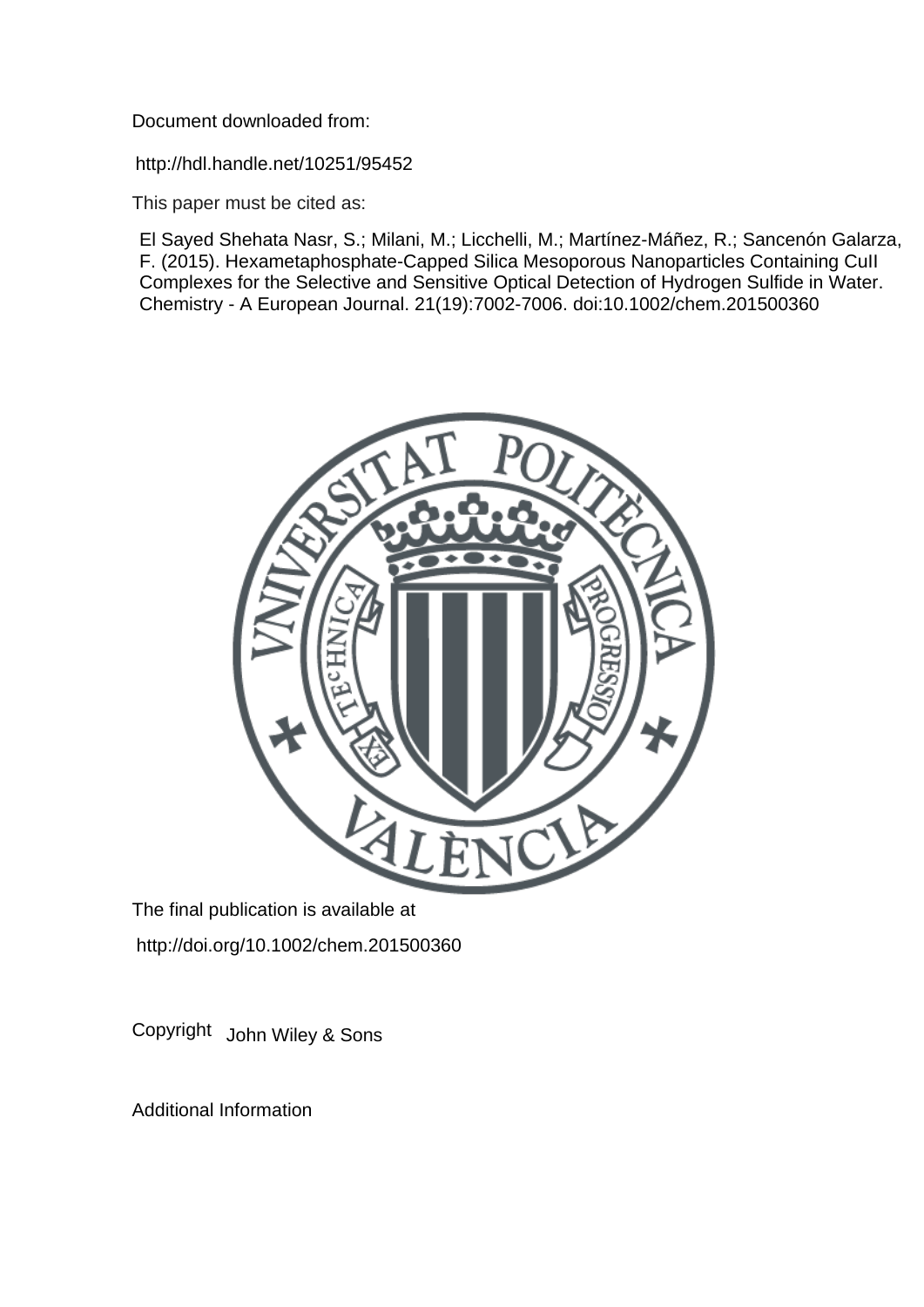Document downloaded from:

http://hdl.handle.net/10251/95452

This paper must be cited as:

El Sayed Shehata Nasr, S.; Milani, M.; Licchelli, M.; Martínez-Máñez, R.; Sancenón Galarza, F. (2015). Hexametaphosphate-Capped Silica Mesoporous Nanoparticles Containing CuII Complexes for the Selective and Sensitive Optical Detection of Hydrogen Sulfide in Water. Chemistry - A European Journal. 21(19):7002-7006. doi:10.1002/chem.201500360

The final publication is available at

http://doi.org/10.1002/chem.201500360

Copyright John Wiley & Sons

Additional Information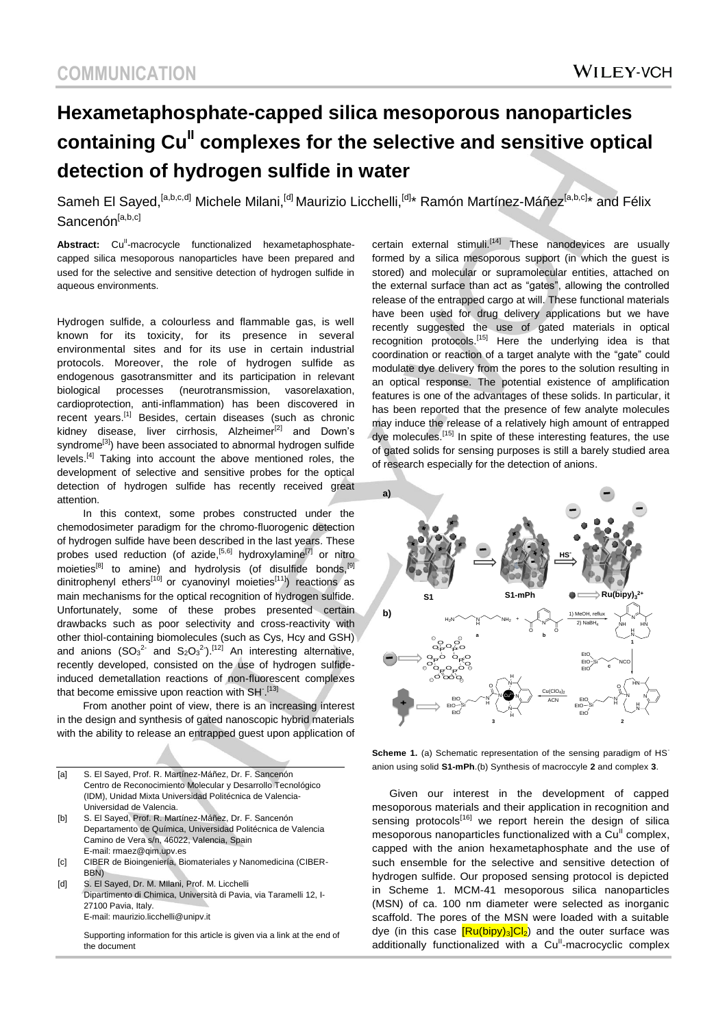# Hexametaphosphate-capped silica mesoporous nanoparticles containing Cu$^{II}$ complexes for the selective and sensitive optical detection of hydrogen sulfide in water

Sameh El Sayed,[a,b,c,d] Michele Milani,[d] Maurizio Licchelli,[d]* Ramón Martínez-Máñez[a,b,c]* and Félix Sancenón[a,b,c]

**Abstract:** Cu$^{II}$-macrocycle functionalized hexametaphosphate-capped silica mesoporous nanoparticles have been prepared and used for the selective and sensitive detection of hydrogen sulfide in aqueous environments.

Hydrogen sulfide, a colourless and flammable gas, is well known for its toxicity, for its presence in several environmental sites and for its use in certain industrial protocols. Moreover, the role of hydrogen sulfide as endogenous gasotransmitter and its participation in relevant biological processes (neurotransmission, vasorelaxation, cardioprotection, anti-inflammation) has been discovered in recent years.[1] Besides, certain diseases (such as chronic kidney disease, liver cirrhosis, Alzheimer[2] and Down's syndrome[3]) have been associated to abnormal hydrogen sulfide levels.[4] Taking into account the above mentioned roles, the development of selective and sensitive probes for the optical detection of hydrogen sulfide has recently received great attention.

In this context, some probes constructed under the chemodosimeter paradigm for the chromo-fluorogenic detection of hydrogen sulfide have been described in the last years. These probes used reduction (of azide,[5,6] hydroxylamine[7] or nitro moieties[8] to amine) and hydrolysis (of disulfide bonds,[9] dinitrophenyl ethers[10] or cyanovinyl moieties[11]) reactions as main mechanisms for the optical recognition of hydrogen sulfide. Unfortunately, some of these probes presented certain drawbacks such as poor selectivity and cross-reactivity with other thiol-containing biomolecules (such as Cys, Hcy and GSH) and anions ($SO_3^{2-}$ and $S_2O_3^{2-}$).[12] An interesting alternative, recently developed, consisted on the use of hydrogen sulfide-induced demetallation reactions of non-fluorescent complexes that become emissive upon reaction with $SH^-$.[13]

From another point of view, there is an increasing interest in the design and synthesis of gated nanoscopic hybrid materials with the ability to release an entrapped guest upon application of certain external stimuli.[14] These nanodevices are usually formed by a silica mesoporous support (in which the guest is stored) and molecular or supramolecular entities, attached on the external surface than act as "gates", allowing the controlled release of the entrapped cargo at will. These functional materials have been used for drug delivery applications but we have recently suggested the use of gated materials in optical recognition protocols.[15] Here the underlying idea is that coordination or reaction of a target analyte with the "gate" could modulate dye delivery from the pores to the solution resulting in an optical response. The potential existence of amplification features is one of the advantages of these solids. In particular, it has been reported that the presence of few analyte molecules may induce the release of a relatively high amount of entrapped dye molecules.[15] In spite of these interesting features, the use of gated solids for sensing purposes is still a barely studied area of research especially for the detection of anions.

**Scheme 1.** (a) Schematic representation of the sensing paradigm of $HS^-$ anion using solid **S1-mPh**.(b) Synthesis of macroccyle **2** and complex **3**.

Given our interest in the development of capped mesoporous materials and their application in recognition and sensing protocols[16] we report herein the design of silica mesoporous nanoparticles functionalized with a Cu$^{II}$ complex, capped with the anion hexametaphosphate and the use of such ensemble for the selective and sensitive detection of hydrogen sulfide. Our proposed sensing protocol is depicted in Scheme 1. MCM-41 mesoporous silica nanoparticles (MSN) of ca. 100 nm diameter were selected as inorganic scaffold. The pores of the MSN were loaded with a suitable dye (in this case $[Ru(bipy)_3]Cl_2$) and the outer surface was additionally functionalized with a Cu$^{II}$-macrocyclic complex

[a] S. El Sayed, Prof. R. Martínez-Máñez, Dr. F. Sancenón
Centro de Reconocimiento Molecular y Desarrollo Tecnológico (IDM), Unidad Mixta Universidad Politécnica de Valencia-Universidad de Valencia.

[b] S. El Sayed, Prof. R. Martínez-Máñez, Dr. F. Sancenón
Departamento de Química, Universidad Politécnica de Valencia
Camino de Vera s/n, 46022, Valencia, Spain
E-mail: rmaez@qim.upv.es

[c] CIBER de Bioingeniería, Biomateriales y Nanomedicina (CIBER-BBN)

[d] S. El Sayed, Dr. M. MIlani, Prof. M. Licchelli
Dipartimento di Chimica, Università di Pavia, via Taramelli 12, I-27100 Pavia, Italy.
E-mail: maurizio.licchelli@unipv.it

Supporting information for this article is given via a link at the end of the document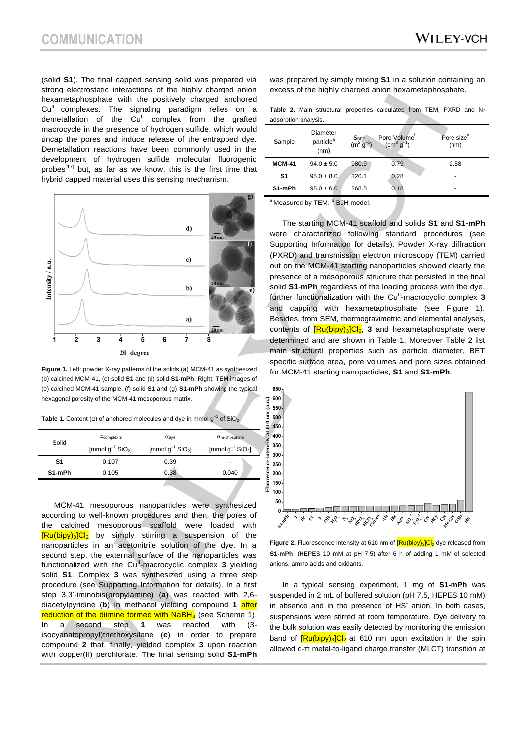(solid **S1**). The final capped sensing solid was prepared via strong electrostatic interactions of the highly charged anion hexametaphosphate with the positively charged anchored $Cu^{II}$ complexes. The signaling paradigm relies on a demetallation of the $Cu^{II}$ complex from the grafted macrocycle in the presence of hydrogen sulfide, which would uncap the pores and induce release of the entrapped dye. Demetallation reactions have been commonly used in the development of hydrogen sulfide molecular fluorogenic probes[17] but, as far as we know, this is the first time that hybrid capped material uses this sensing mechanism.

**Figure 1.** Left: powder X-ray patterns of the solids (a) MCM-41 as synthesized (b) calcined MCM-41, (c) solid **S1** and (d) solid **S1-mPh**. Right: TEM images of (e) calcined MCM-41 sample, (f) solid **S1** and (g) **S1-mPh** showing the typical hexagonal porosity of the MCM-41 mesoporous matrix.

**Table 1.** Content (α) of anchored molecules and dye in mmol $g^{-1}$ of $SiO_2$.

| Solid | $\alpha_{complex\ 3}$ [mmol $g^{-1}$ $SiO_2$] | $\alpha_{dye}$ [mmol $g^{-1}$ $SiO_2$] | $\alpha_{m\text{-}phosphate}$ [mmol $g^{-1}$ $SiO_2$] |
|---|---|---|---|
| **S1** | 0.107 | 0.39 | - |
| **S1-mPh** | 0.105 | 0.38 | 0.040 |

MCM-41 mesoporous nanoparticles were synthesized according to well-known procedures and then, the pores of the calcined mesoporous scaffold were loaded with $[Ru(bipy)_3]Cl_2$ by simply stirring a suspension of the nanoparticles in an acetonitrile solution of the dye. In a second step, the external surface of the nanoparticles was functionalized with the $Cu^{II}$-macrocyclic complex **3** yielding solid **S1**. Complex **3** was synthesized using a three step procedure (see Supporting Information for details). In a first step 3,3'-iminobis(propylamine) (**a**) was reacted with 2,6-diacetylpyridine (**b**) in methanol yielding compound **1** after reduction of the diimine formed with $NaBH_4$ (see Scheme 1). In a second step **1** was reacted with (3-isocyanatopropyl)triethoxysilane (**c**) in order to prepare compound **2** that, finally, yielded complex **3** upon reaction with copper(II) perchlorate. The final sensing solid **S1-mPh** was prepared by simply mixing **S1** in a solution containing an excess of the highly charged anion hexametaphosphate.

**Table 2.** Main structural properties calculated from TEM, PXRD and $N_2$ adsorption analysis.

| Sample | Diameter particle[a] (nm) | $S_{BET}$ ($m^2$ $g^{-1}$) | Pore Volume[b] ($cm^3$ $g^{-1}$) | Pore size[a] (nm) |
|---|---|---|---|---|
| **MCM-41** | 94.0 ± 5.0 | 980.9 | 0.79 | 2.58 |
| **S1** | 95.0 ± 8.0 | 320.1 | 0.28 | - |
| **S1-mPh** | 98.0 ± 6.0 | 268.5 | 0.18 | - |

[a] Measured by TEM. [b] BJH model.

The starting MCM-41 scaffold and solids **S1** and **S1-mPh** were characterized following standard procedures (see Supporting Information for details). Powder X-ray diffraction (PXRD) and transmission electron microscopy (TEM) carried out on the MCM-41 starting nanoparticles showed clearly the presence of a mesoporous structure that persisted in the final solid **S1-mPh** regardless of the loading process with the dye, further functionalization with the $Cu^{II}$-macrocyclic complex **3** and capping with hexametaphosphate (see Figure 1). Besides, from SEM, thermogravimetric and elemental analyses, contents of $[Ru(bipy)_3]Cl_2$, **3** and hexametaphosphate were determined and are shown in Table 1. Moreover Table 2 list main structural properties such as particle diameter, BET specific surface area, pore volumes and pore sizes obtained for MCM-41 starting nanoparticles, **S1** and **S1-mPh**.

**Figure 2.** Fluorescence intensity at 610 nm of $[Ru(bipy)_3]Cl_2$ dye released from **S1-mPh** (HEPES 10 mM at pH 7.5) after 6 h of adding 1 mM of selected anions, amino acids and oxidants.

In a typical sensing experiment, 1 mg of **S1-mPh** was suspended in 2 mL of buffered solution (pH 7.5, HEPES 10 mM) in absence and in the presence of $HS^-$ anion. In both cases, suspensions were stirred at room temperature. Dye delivery to the bulk solution was easily detected by monitoring the emission band of $[Ru(bipy)_3]Cl_2$ at 610 nm upon excitation in the spin allowed d-π metal-to-ligand charge transfer (MLCT) transition at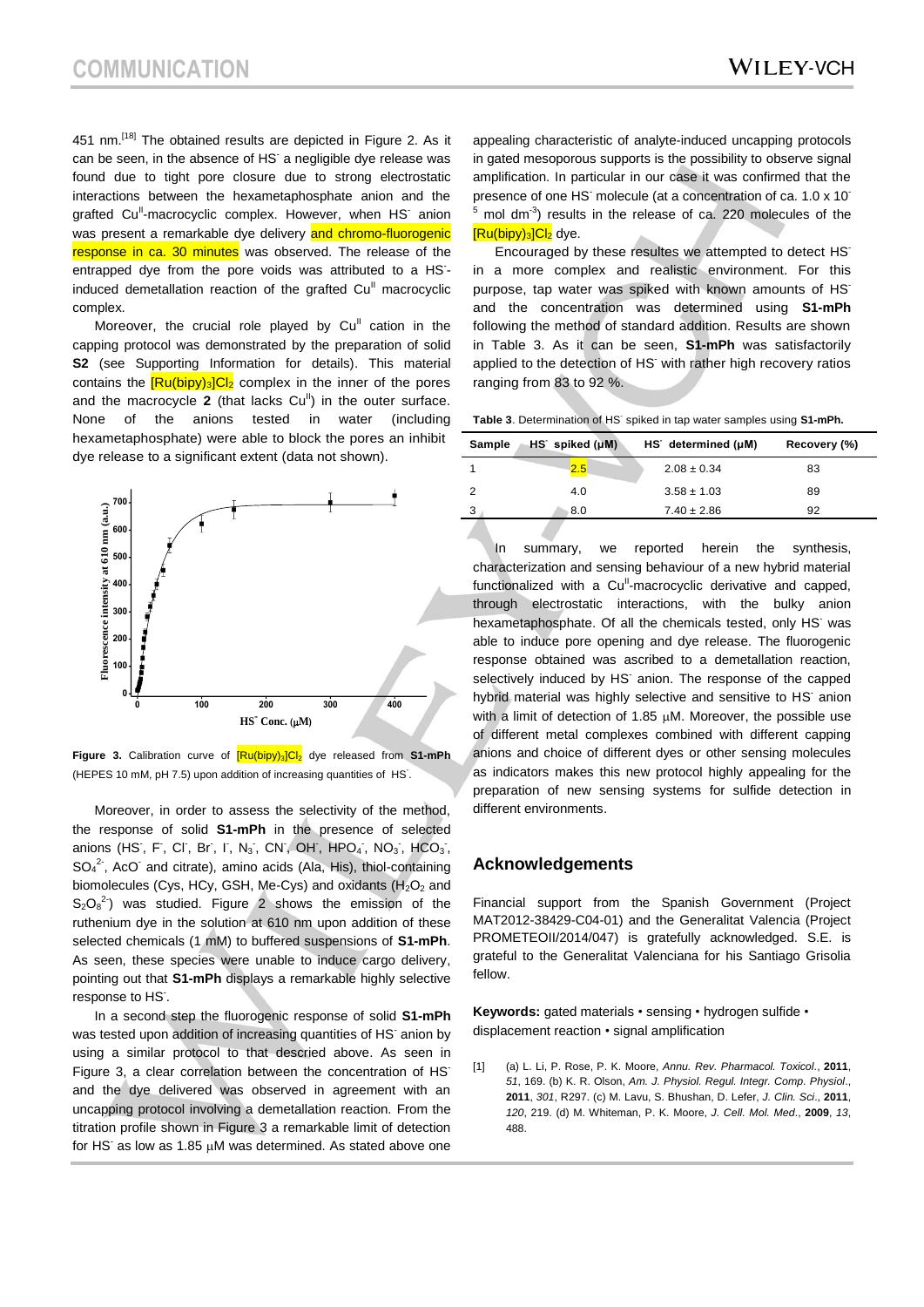451 nm.[18] The obtained results are depicted in Figure 2. As it can be seen, in the absence of $HS^-$ a negligible dye release was found due to tight pore closure due to strong electrostatic interactions between the hexametaphosphate anion and the grafted $Cu^{II}$-macrocyclic complex. However, when $HS^-$ anion was present a remarkable dye delivery and chromo-fluorogenic response in ca. 30 minutes was observed. The release of the entrapped dye from the pore voids was attributed to a $HS^-$-induced demetallation reaction of the grafted $Cu^{II}$ macrocyclic complex.

Moreover, the crucial role played by $Cu^{II}$ cation in the capping protocol was demonstrated by the preparation of solid **S2** (see Supporting Information for details). This material contains the $[Ru(bipy)_3]Cl_2$ complex in the inner of the pores and the macrocycle **2** (that lacks $Cu^{II}$) in the outer surface. None of the anions tested in water (including hexametaphosphate) were able to block the pores an inhibit dye release to a significant extent (data not shown).

**Figure 3.** Calibration curve of $[Ru(bipy)_3]Cl_2$ dye released from **S1-mPh** (HEPES 10 mM, pH 7.5) upon addition of increasing quantities of $HS^-$.

Moreover, in order to assess the selectivity of the method, the response of solid **S1-mPh** in the presence of selected anions ($HS^-$, $F^-$, $Cl^-$, $Br^-$, $I^-$, $N_3^-$, $CN^-$, $OH^-$, $HPO_4^-$, $NO_3^-$, $HCO_3^-$, $SO_4^{2-}$, $AcO^-$ and citrate), amino acids (Ala, His), thiol-containing biomolecules (Cys, HCy, GSH, Me-Cys) and oxidants ($H_2O_2$ and $S_2O_8^{2-}$) was studied. Figure 2 shows the emission of the ruthenium dye in the solution at 610 nm upon addition of these selected chemicals (1 mM) to buffered suspensions of **S1-mPh**. As seen, these species were unable to induce cargo delivery, pointing out that **S1-mPh** displays a remarkable highly selective response to $HS^-$.

In a second step the fluorogenic response of solid **S1-mPh** was tested upon addition of increasing quantities of $HS^-$ anion by using a similar protocol to that descried above. As seen in Figure 3, a clear correlation between the concentration of $HS^-$ and the dye delivered was observed in agreement with an uncapping protocol involving a demetallation reaction. From the titration profile shown in Figure 3 a remarkable limit of detection for $HS^-$ as low as 1.85 μM was determined. As stated above one appealing characteristic of analyte-induced uncapping protocols in gated mesoporous supports is the possibility to observe signal amplification. In particular in our case it was confirmed that the presence of one $HS^-$ molecule (at a concentration of ca. $1.0 \times 10^{-5}$ mol dm$^{-3}$) results in the release of ca. 220 molecules of the $[Ru(bipy)_3]Cl_2$ dye.

Encouraged by these resultes we attempted to detect $HS^-$ in a more complex and realistic environment. For this purpose, tap water was spiked with known amounts of $HS^-$ and the concentration was determined using **S1-mPh** following the method of standard addition. Results are shown in Table 3. As it can be seen, **S1-mPh** was satisfactorily applied to the detection of $HS^-$ with rather high recovery ratios ranging from 83 to 92 %.

**Table 3**. Determination of $HS^-$ spiked in tap water samples using **S1-mPh.**

| Sample | $HS^-$ spiked (μM) | $HS^-$ determined (μM) | Recovery (%) |
|---|---|---|---|
| 1 | 2.5 | 2.08 ± 0.34 | 83 |
| 2 | 4.0 | 3.58 ± 1.03 | 89 |
| 3 | 8.0 | 7.40 ± 2.86 | 92 |

In summary, we reported herein the synthesis, characterization and sensing behaviour of a new hybrid material functionalized with a $Cu^{II}$-macrocyclic derivative and capped, through electrostatic interactions, with the bulky anion hexametaphosphate. Of all the chemicals tested, only $HS^-$ was able to induce pore opening and dye release. The fluorogenic response obtained was ascribed to a demetallation reaction, selectively induced by $HS^-$ anion. The response of the capped hybrid material was highly selective and sensitive to $HS^-$ anion with a limit of detection of 1.85 μM. Moreover, the possible use of different metal complexes combined with different capping anions and choice of different dyes or other sensing molecules as indicators makes this new protocol highly appealing for the preparation of new sensing systems for sulfide detection in different environments.

## Acknowledgements

Financial support from the Spanish Government (Project MAT2012-38429-C04-01) and the Generalitat Valencia (Project PROMETEOII/2014/047) is gratefully acknowledged. S.E. is grateful to the Generalitat Valenciana for his Santiago Grisolia fellow.

**Keywords:** gated materials • sensing • hydrogen sulfide • displacement reaction • signal amplification

[1] (a) L. Li, P. Rose, P. K. Moore, *Annu. Rev. Pharmacol. Toxicol.*, **2011**, *51*, 169. (b) K. R. Olson, *Am. J. Physiol. Regul. Integr. Comp. Physiol.*, **2011**, *301*, R297. (c) M. Lavu, S. Bhushan, D. Lefer, *J. Clin. Sci*., **2011**, *120*, 219. (d) M. Whiteman, P. K. Moore, *J. Cell. Mol. Med*., **2009**, *13*, 488.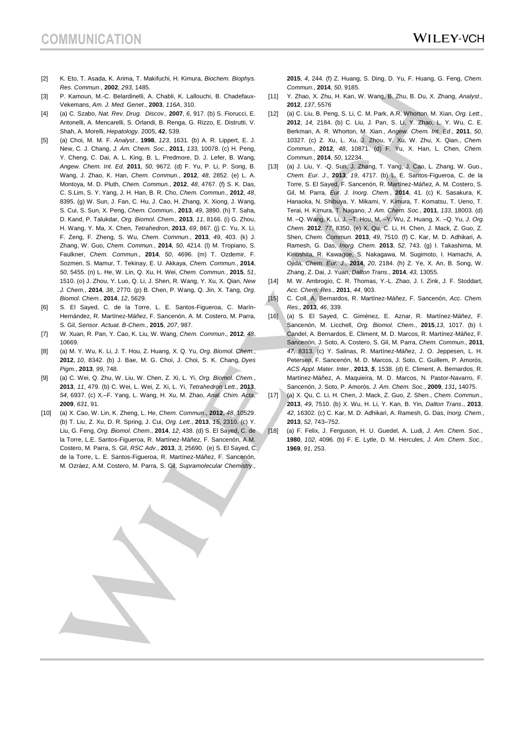[2] K. Eto, T. Asada, K. Arima, T. Makifuchi, H. Kimura, *Biochem. Biophys. Res. Commun.*, **2002**, *293*, 1485.

[3] P. Kamoun, M.-C. Belardinelli, A. Chabli, K. Lallouchi, B. Chadefaux-Vekemans, *Am. J. Med. Genet*., **2003**, *116A*, 310.

[4] (a) C. Szabo, *Nat. Rev. Drug. Discov.,* **2007**, *6*, 917. (b) S. Fiorucci, E. Antonelli, A. Mencarelli, S. Orlandi, B. Renga, G. Rizzo, E. Distrutti, V. Shah, A. Morelli, *Hepatology*. 2005, **42**, 539.

[5] (a) Choi, M. M. F. *Analyst*., **1998**, *123*, 1631. (b) A. R. Lippert, E. J. New, C. J. Chang, *J. Am. Chem. Soc*., **2011**, *133*, 10078. (c) H. Peng, Y. Cheng, C. Dai, A. L. King, B. L. Predmore, D. J. Lefer, B. Wang, *Angew. Chem. Int. Ed.* **2011**, *50*, 9672. (d) F. Yu, P. Li, P. Song, B. Wang, J. Zhao, K. Han, *Chem. Commun.*, **2012**, *48*, 2852. (e) L. A. Montoya, M. D. Pluth, *Chem. Commun.*, **2012**, *48*, 4767. (f) S. K. Das, C. S.Lim, S. Y. Yang, J. H. Han, B. R. Cho, *Chem. Commun.*, **2012**, *48*, 8395. (g) W. Sun, J. Fan, C. Hu, J. Cao, H. Zhang, X. Xiong, J. Wang, S. Cui, S. Sun, X. Peng, *Chem. Commun.*, **2013**, *49*, 3890. (h) T. Saha, D. Kand, P. Talukdar, *Org. Biomol. Chem.,* **2013**, *11*, 8166. (i) G. Zhou, H. Wang, Y. Ma, X. Chen, *Tetrahedron*, **2013**, *69*, 867. (j) C. Yu, X. Li, F. Zeng, F. Zheng, S. Wu, *Chem. Commun.*, **2013**, *49*, 403. (k) J. Zhang, W. Guo, *Chem. Commun.*, **2014**, *50*, 4214. (l) M. Tropiano, S. Faulkner, *Chem. Commun.*, **2014**, *50*, 4696. (m) T. Ozdemir, F. Sozmen, S. Mamur, T. Tekinay, E. U. Akkaya, *Chem. Commun.*, **2014**, *50*, 5455. (n) L. He, W. Lin, Q. Xu, H. Wei, *Chem. Commun.*, **2015**, *51*, 1510. (o) J. Zhou, Y. Luo, Q. Li, J. Shen, R. Wang, Y. Xu, X. Qian, *New J. Chem*., **2014**, *38*, 2770. (p) B. Chen, P. Wang, Q. Jin, X. Tang, *Org. Biomol. Chem.*, **2014**, *12*, 5629.

[6] S. El Sayed, C. de la Torre, L. E. Santos-Figueroa, C. Marín-Hernández, R. Martínez-Máñez, F. Sancenón, A. M. Costero, M. Parra, S. Gil, *Sensor. Actuat. B-Chem.*, **2015**, *207*, 987.

[7] W. Xuan, R. Pan, Y. Cao, K. Liu, W. Wang, *Chem. Commun*., **2012**, *48*, 10669.

[8] (a) M. Y. Wu, K. Li, J. T. Hou, Z. Huang, X. Q. Yu, *Org. Biomol. Chem.*, **2012**, *10*, 8342. (b) J. Bae, M. G. Choi, J. Choi, S. K. Chang, *Dyes Pigm.*, **2013**, *99*, 748.

[9] (a) C. Wei, Q. Zhu, W. Liu, W. Chen, Z. Xi, L. Yi, *Org. Biomol. Chem*., **2013**, *11*, 479. (b) C. Wei, L. Wei, Z. Xi, L. Yi, *Tetrahedron Lett*., **2013**, *54*, 6937. (c) X.–F. Yang, L. Wang, H. Xu, M. Zhao, *Anal. Chim. Acta*, **2009**, *631*, 91.

[10] (a) X. Cao, W. Lin, K. Zheng, L. He, *Chem. Commun*., **2012**, *48*, 10529. (b) T. Liu, Z. Xu, D. R. Spring, J. Cui, *Org. Lett*., **2013**, *15*, 2310. (c) Y. Liu, G. Feng, *Org. Biomol*. *Chem*., **2014**, *12*, 438. (d) S. El Sayed, C. de la Torre, L.E. Santos-Figueroa, R. Martínez-Máñez, F. Sancenón, A.M. Costero, M. Parra, S. Gil, *RSC Adv*., **2013**, *3*, 25690. (e) S. El Sayed, C. de la Torre, L. E. Santos-Figueroa, R. Martínez-Máñez, F. Sancenón, M. Ozráez, A.M. Costero, M. Parra, S. Gil, *Supramolecular Chemistry*., **2015**, *4*, 244. (f) Z. Huang, S. Ding, D. Yu, F. Huang, G. Feng, *Chem. Commun.*, **2014**, *50*, 9185.

[11] Y. Zhao, X. Zhu, H. Kan, W. Wang, B. Zhu, B. Du, X. Zhang, *Analyst*., **2012**, *137*, 5576

[12] (a) C. Liu, B. Peng, S. Li, C. M. Park, A.R. Whorton, M. Xian, *Org. Lett.*, **2012**, *14*, 2184. (b) C. Liu, J. Pan, S. Li, Y. Zhao, L. Y. Wu, C. E. Berkman, A. R. Whorton, M. Xian., *Angew. Chem. Int. Ed*., **2011**, *50*, 10327. (c) Z. Xu, L. Xu, J. Zhou, Y. Xu, W. Zhu, X. Qian., *Chem. Commun*., **2012**, *48*, 10871. (d) F. Yu, X. Han, L. Chen, *Chem. Commun.*, **2014**, *50*, 12234.

[13] (a) J. Liu, Y. -Q. Sun, J. Zhang, T. Yang, J. Cao, L. Zhang, W. Guo., *Chem. Eur. J*., **2013**, *19*, 4717. (b) L. E. Santos-Figueroa, C. de la Torre, S. El Sayed, F. Sancenón, R. Martínez-Máñez, A. M. Costero, S. Gil, M. Parra, *Eur. J. Inorg. Chem.*, **2014**, 41. (c) K. Sasakura, K. Hanaoka, N. Shibuya, Y. Mikami, Y. Kimura, T. Komatsu, T. Ueno, T. Terai, H. Kimura, T. Nagano, *J. Am. Chem. Soc.*, **2011**, *133*, 18003. (d) M. –Q. Wang, K. Li, J. –T. Hou, M. –Y. Wu, Z. Huang, X. –Q. Yu, *J. Org. Chem.* **2012**, *77*, 8350. (e) X. Qu, C. Li, H. Chen, J. Mack, Z. Guo, Z. Shen, *Chem. Commun.* **2013**, *49*, 7510. (f) C. Kar, M. D. Adhikari, A. Ramesh, G. Das, *Inorg. Chem.* **2013**, *52*, 743. (g) I. Takashima, M. Kinoshita, R. Kawagoe, S. Nakagawa, M. Sugimoto, I. Hamachi, A. Ojida, *Chem. Eur. J.*, **2014**, *20*, 2184. (h) Z. Ye, X. An, B. Song, W. Zhang, Z. Dai, J. Yuan, *Dalton Trans.*, **2014**, *43*, 13055.

[14] M. W. Ambrogio, C. R. Thomas, Y.-L. Zhao, J. I. Zink, J. F. Stoddart, *Acc. Chem. Res*., **2011**, *44*, 903.

[15] C. Coll, A. Bernardos, R. Martínez-Máñez, F. Sancenón, *Acc. Chem. Res*., **2013**, *46*, 339.

[16] (a) S. El Sayed, C. Giménez, E. Aznar, R. Martínez-Máñez, F. Sancenón, M. Licchell, *Org. Biomol. Chem.*, **2015**,*13*, 1017. (b) I. Candel, A. Bernardos, E. Climent, M. D. Marcos, R. Martínez-Máñez, F. Sancenón, J. Soto, A. Costero, S. Gil, M. Parra, *Chem. Commun*., **2011**, *47*, 8313. (c) Y. Salinas, R. Martínez-Máñez, J. O. Jeppesen, L. H. Petersen, F. Sancenón, M. D. Marcos, J. Soto, C. Guillem, P. Amorós, *ACS Appl. Mater. Inter.*, **2013**, ***5***, 1538. (d) E. Climent, A. Bernardos, R. Martínez-Máñez, A. Maquieira, M. D. Marcos, N. Pastor-Navarro, F. Sancenón, J. Soto, P. Amorós, *J. Am. Chem. Soc*., **2009**, *131***,** 14075.

[17] (a) X. Qu, C. Li, H. Chen, J. Mack, Z. Guo, Z. Shen., *Chem. Commun*., **2013**, *49*, 7510. (b) X. Wu, H. Li, Y. Kan, B. Yin, *Dalton Trans*., **2013**, *42*, 16302. (c) C. Kar, M. D. Adhikari, A. Ramesh, G. Das, *Inorg. Chem*., **2013**, *52*, 743–752.

[18] (a) F. Felix, J. Ferguson, H. U. Guedel, A. Ludi, *J. Am. Chem. Soc.*, **1980**, *102*, 4096. (b) F. E. Lytle, D. M. Hercules, *J. Am. Chem. Soc.*, **1969**, *91*, 253.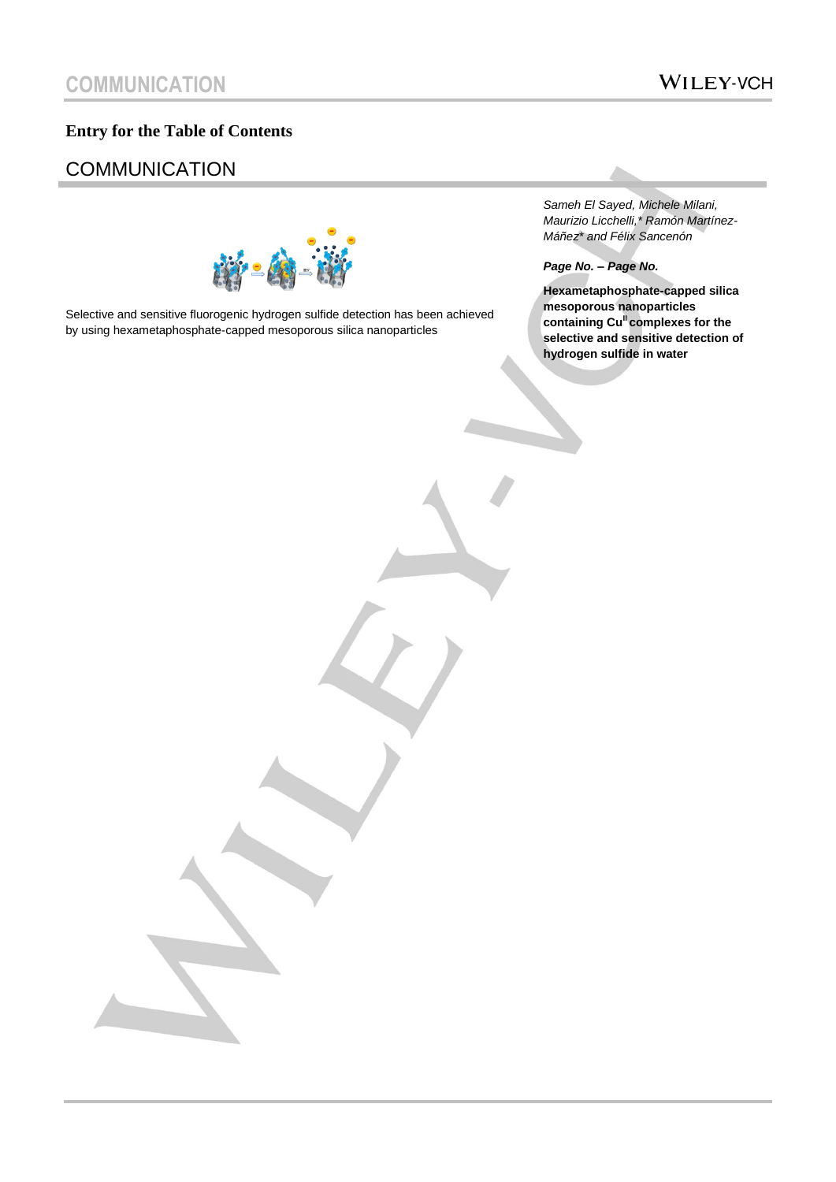## Entry for the Table of Contents

# COMMUNICATION

Selective and sensitive fluorogenic hydrogen sulfide detection has been achieved by using hexametaphosphate-capped mesoporous silica nanoparticles

*Sameh El Sayed, Michele Milani, Maurizio Licchelli,\* Ramón Martínez-Máñez\* and Félix Sancenón*

***Page No. – Page No.***

**Hexametaphosphate-capped silica mesoporous nanoparticles containing $Cu^{II}$ complexes for the selective and sensitive detection of hydrogen sulfide in water**